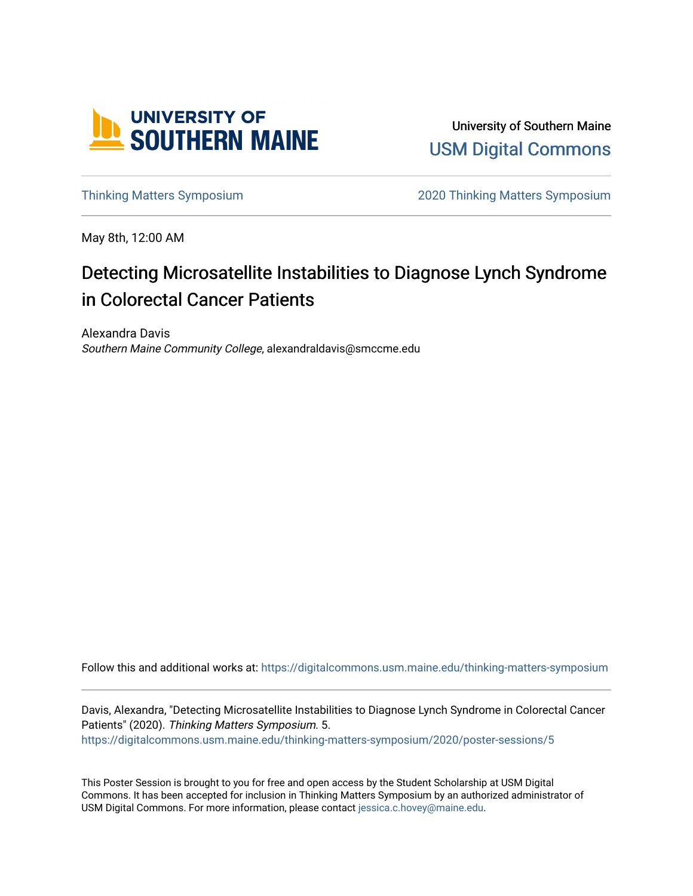University of Southern Maine

USM Digital Commons

Thinking Matters Symposium | 2020 Thinking Matters Symposium

May 8th, 12:00 AM

# Detecting Microsatellite Instabilities to Diagnose Lynch Syndrome in Colorectal Cancer Patients

Alexandra Davis
*Southern Maine Community College*, alexandraldavis@smccme.edu

Follow this and additional works at: https://digitalcommons.usm.maine.edu/thinking-matters-symposium

Davis, Alexandra, "Detecting Microsatellite Instabilities to Diagnose Lynch Syndrome in Colorectal Cancer Patients" (2020). *Thinking Matters Symposium*. 5.
https://digitalcommons.usm.maine.edu/thinking-matters-symposium/2020/poster-sessions/5

This Poster Session is brought to you for free and open access by the Student Scholarship at USM Digital Commons. It has been accepted for inclusion in Thinking Matters Symposium by an authorized administrator of USM Digital Commons. For more information, please contact jessica.c.hovey@maine.edu.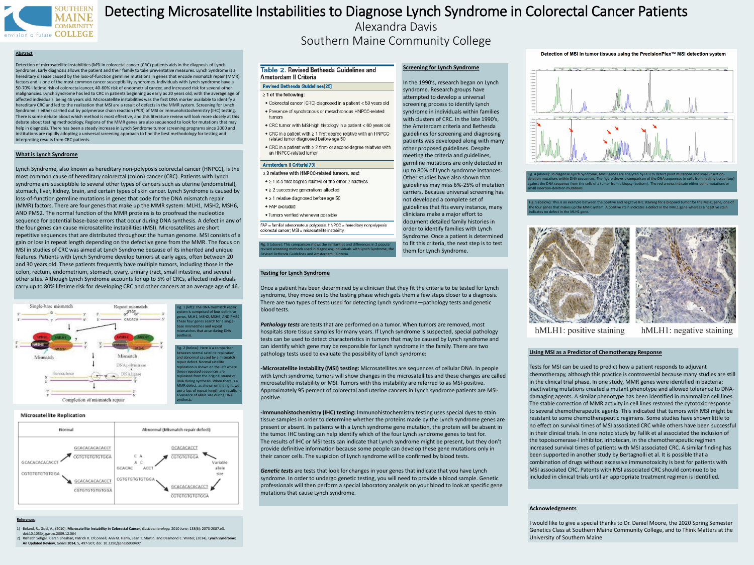# Detecting Microsatellite Instabilities to Diagnose Lynch Syndrome in Colorectal Cancer Patients

Alexandra Davis

Southern Maine Community College

## Abstract

Detection of microsatellite instabilities (MSI in colorectal cancer (CRC) patients aids in the diagnosis of Lynch Syndrome. Early diagnosis allows the patient and their family to take preventative measures. Lynch Syndrome is a hereditary disease caused by the loss-of-function germline mutations in genes that encode mismatch repair (MMR) factors and is one of the most common cancer susceptibility syndromes. Individuals with Lynch syndrome have a 50-70% lifetime risk of colorectal cancer, 40-60% risk of endometrial cancer, and increased risk for several other malignancies. Lynch Syndrome has led to CRC in patients beginning as early as 20 years old, with the average age of affected individuals being 46 years old. Microsatellite instabilities was the first DNA marker available to identify a hereditary CRC and led to the realization that MSI are a result of defects in the MMR system. Screening for Lynch Syndrome is either carried out by polymerase chain reaction (PCR) of MSI or immunohistochemistry (IHC) testing. There is some debate about which method is most effective, and this literature review will look more closely at this debate about testing methodology. Regions of the MMR genes are also sequenced to look for mutations that may help in diagnosis. There has been a steady increase in Lynch Syndrome tumor screening programs since 2000 and institutions are rapidly adopting a universal screening approach to find the best methodology for testing and interpreting results from CRC patients.

## What is Lynch Syndrome

Lynch Syndrome, also known as hereditary non-polyposis colorectal cancer (HNPCC), is the most common cause of hereditary colorectal (colon) cancer (CRC). Patients with Lynch syndrome are susceptible to several other types of cancers such as uterine (endometrial), stomach, ovary, liver, brain, and certain types of skin cancer. Lynch Syndrome is caused by loss-of-function germline mutations in genes that code for the DNA mismatch repair (MMR) factors. There are four genes that make up the MMR system: MLH1, MSH2, MSH6, AND PMS2. The normal function of the MMR proteins is to proofread the nucleotide sequence for potential base-base errors that occur during DNA synthesis. A defect in any of the four genes can cause microsatellite instabilities (MSI). Microsatellites are short repetitive sequences that are distributed throughout the human genome. MSI consists of a gain or loss in repeat length depending on the defective gene from the MMR. The focus on MSI in studies of CRC was aimed at Lynch Syndrome because of its inherited and unique features. Patients with Lynch Syndrome develop tumors at early ages, often between 20 and 30 years old. These patients frequently have multiple tumors, including those in the colon, rectum, endometrium, stomach, ovary, urinary tract, small intestine, and several other sites. Although Lynch Syndrome accounts for up to 5% of CRCs, affected individuals carry up to 80% lifetime risk for developing CRC and other cancers at an average age of 46.

Single-base mismatch

Repeat mismatch

Mismatch

Exonuclease

DNA polymerase

DNA ligase

Completion of mismatch repair

Fig. 1 (left): The DNA mismatch repair system is comprised of four definitive genes, MLH1, MSH2, MSH6, AND PMS2. These four genes search for a single-base mismatches and repeat mismatches that arise during DNA synthesis.

Fig. 2 (below): Here is a comparison between normal satellite replication and abnormal caused by a mismatch repair defect. Normal satellite replication is shown on the left where these repeated sequences are replicated from the original strand of DNA during synthesis. When there is a MMR defect, as shown on the right, we see a loss of repeat length and results in a variance of allele size during DNA synthesis.

Microsatellite Replication

Normal

Abnormal (Mismatch repair defect)

Variable allele size

## Table 2. Revised Bethesda Guidelines and Amsterdam II Criteria

**Revised Bethesda Guidelines[20]**

≥ 1 of the following:

- Colorectal cancer (CRC) diagnosed in a patient < 50 years old
- Presence of synchronous or metachronous HNPCC-related tumors
- CRC tumor with MSI-high histology in a patient < 60 years old
- CRC in a patient with ≥ 1 first-degree relative with an HNPCC-related tumor diagnosed before age 50
- CRC in a patient with ≥ 2 first- or second-degree relatives with an HNPCC-related tumor

**Amsterdam II Criteria[79]**

≥ 3 relatives with HNPCC-related tumors, *and*:

- ≥ 1 is a first-degree relative of the other 2 relatives
- ≥ 2 successive generations affected
- ≥ 1 relative diagnosed before age 50
- FAP excluded
- Tumors verified whenever possible

FAP = familial adenomatous polyposis; HNPCC = hereditary nonpolyposis colorectal cancer; MSI = microsatellite instability.

Fig. 3 (above): This comparison shows the similarities and differences in 2 popular revised screening methods used in diagnosing individuals with Lynch Syndrome, the Revised Bethesda Guidelines and Amsterdam II Criteria.

## Screening for Lynch Syndrome

In the 1990's, research began on Lynch syndrome. Research groups have attempted to develop a universal screening process to identify Lynch syndrome in individuals within families with clusters of CRC. In the late 1990's, the Amsterdam criteria and Bethesda guidelines for screening and diagnosing patients was developed along with many other proposed guidelines. Despite meeting the criteria and guidelines, germline mutations are only detected in up to 80% of Lynch syndrome instances. Other studies have also shown that guidelines may miss 6%-25% of mutation carriers. Because universal screening has not developed a complete set of guidelines that fits every instance, many clinicians make a major effort to document detailed family histories in order to identify families with Lynch Syndrome. Once a patient is determined to fit this criteria, the next step is to test them for Lynch Syndrome.

## Testing for Lynch Syndrome

Once a patient has been determined by a clinician that they fit the criteria to be tested for Lynch syndrome, they move on to the testing phase which gets them a few steps closer to a diagnosis. There are two types of tests used for detecting Lynch syndrome—pathology tests and genetic blood tests.

***Pathology tests*** are tests that are performed on a tumor. When tumors are removed, most hospitals store tissue samples for many years. If Lynch syndrome is suspected, special pathology tests can be used to detect characteristics in tumors that may be caused by Lynch syndrome and can identify which gene may be responsible for Lynch syndrome in the family. There are two pathology tests used to evaluate the possibility of Lynch syndrome:

**-Microsatellite instability (MSI) testing:** Microsatellites are sequences of cellular DNA. In people with Lynch syndrome, tumors will show changes in the microsatellites and these changes are called microsatellite instability or MSI. Tumors with this instability are referred to as MSI-positive. Approximately 95 percent of colorectal and uterine cancers in Lynch syndrome patients are MSI-positive.

**-Immunohistochemistry (IHC) testing:** Immunohistochemistry testing uses special dyes to stain tissue samples in order to determine whether the proteins made by the Lynch syndrome genes are present or absent. In patients with a Lynch syndrome gene mutation, the protein will be absent in the tumor. IHC testing can help identify which of the four Lynch syndrome genes to test for. The results of IHC or MSI tests can indicate that Lynch syndrome might be present, but they don't provide definitive information because some people can develop these gene mutations only in their cancer cells. The suspicion of Lynch syndrome will be confirmed by blood tests.

***Genetic tests*** are tests that look for changes in your genes that indicate that you have Lynch syndrome. In order to undergo genetic testing, you will need to provide a blood sample. Genetic professionals will then perform a special laboratory analysis on your blood to look at specific gene mutations that cause Lynch syndrome.

Detection of MSI in tumor tissues using the PrecisionPlex™ MSI detection system

Fig. 4 (above): To diagnose Lynch Syndrome, MMR genes are analyzed by PCR to detect point mutations and small insertion-deletion mutations within DNA sequences. The figure shows a comparison of the DNA sequences in cells from healthy tissue (top) against the DNA sequence from the cells of a tumor from a biopsy (bottom). The red arrows indicate either point mutations or small insertion-deletion mutations.

Fig. 5 (below): This is an example between the positive and negative IHC staining for a biopsied tumor for the MLH1 gene, one of the four genes that makes up the MMR system. A positive stain indicates a defect in the MHL1 gene whereas a negative stain indicates no defect in the MLH1 gene.

hMLH1: positive staining

hMLH1: negative staining

## Using MSI as a Predictor of Chemotherapy Response

Tests for MSI can be used to predict how a patient responds to adjuvant chemotherapy, although this practice is controversial because many studies are still in the clinical trial phase. In one study, MMR genes were identified in bacteria; inactivating mutations created a mutant phenotype and allowed tolerance to DNA-damaging agents. A similar phenotype has been identified in mammalian cell lines. The stable correction of MMR activity in cell lines restored the cytotoxic response to several chemotherapeutic agents. This indicated that tumors with MSI might be resistant to some chemotherapeutic regimens. Some studies have shown little to no effect on survival times of MSI associated CRC while others have been successful in their clinical trials. In one noted study by Fallik et al associated the inclusion of the topoisomerase-I inhibitor, irinotecan, in the chemotherapeutic regimen increased survival times of patients with MSI associated CRC. A similar finding has been supported in another study by Bertagnolli et al. It is possible that a combination of drugs without excessive immunotoxicity is best for patients with MSI associated CRC. Patients with MSI associated CRC should continue to be included in clinical trials until an appropriate treatment regimen is identified.

## Acknowledgements

I would like to give a special thanks to Dr. Daniel Moore, the 2020 Spring Semester Genetics Class at Southern Maine Community College, and to Think Matters at the University of Southern Maine

## References

1) Boland, R., Goel, A., (2010), **Microsatellite Instability in Colorectal Cancer**, *Gastroenterology.* 2010 June; 138(6): 2073-2087.e3. doi:10.1053/j.gastro.2009.12.064
2) Rishabh Sehgal, Kieran Sheahan, Patrick R. O'Connell, Ann M. Hanly, Sean T. Martin, and Desmond C. Winter, (2014), **Lynch Syndrome: An Updated Review**, *Genes* **2014**, 5, 497-507; doi: 10.3390/genes5030497